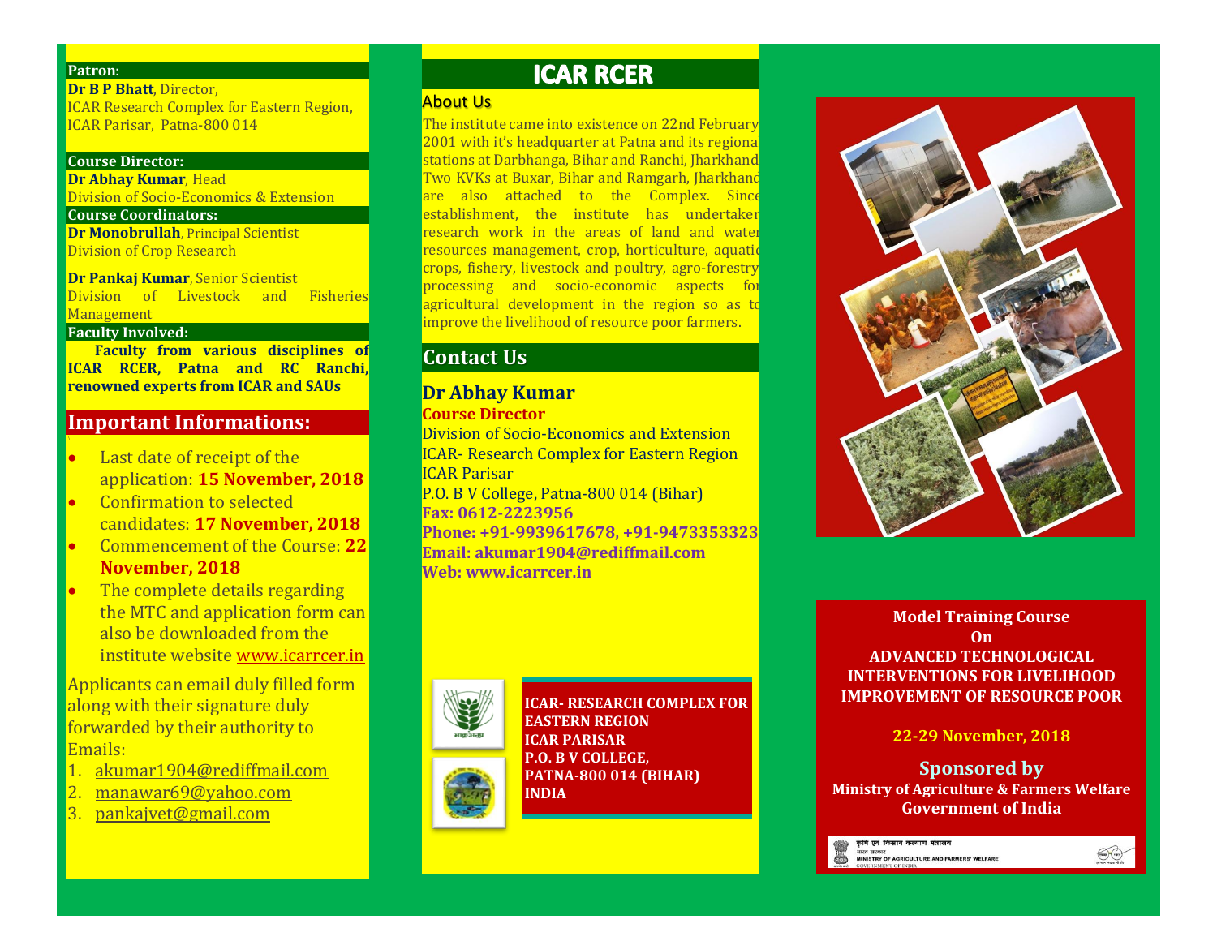**Patron:**

**Dr B P Bhatt**, Director,
ICAR Research Complex for Eastern Region,
ICAR Parisar, Patna-800 014

**Course Director:**

**Dr Abhay Kumar**, Head
Division of Socio-Economics & Extension

**Course Coordinators:**

**Dr Monobrullah**, Principal Scientist
Division of Crop Research

**Dr Pankaj Kumar**, Senior Scientist
Division of Livestock and Fisheries Management

**Faculty Involved:**

**Faculty from various disciplines of ICAR RCER, Patna and RC Ranchi, renowned experts from ICAR and SAUs**

## Important Informations:

- Last date of receipt of the application: **15 November, 2018**
- Confirmation to selected candidates: **17 November, 2018**
- Commencement of the Course: **22 November, 2018**
- The complete details regarding the MTC and application form can also be downloaded from the institute website www.icarrcer.in

Applicants can email duly filled form along with their signature duly forwarded by their authority to Emails:

1. akumar1904@rediffmail.com
2. manawar69@yahoo.com
3. pankajvet@gmail.com

# ICAR RCER

### About Us

The institute came into existence on 22nd February 2001 with it's headquarter at Patna and its regional stations at Darbhanga, Bihar and Ranchi, Jharkhand. Two KVKs at Buxar, Bihar and Ramgarh, Jharkhand are also attached to the Complex. Since establishment, the institute has undertaken research work in the areas of land and water resources management, crop, horticulture, aquatic crops, fishery, livestock and poultry, agro-forestry, processing and socio-economic aspects for agricultural development in the region so as to improve the livelihood of resource poor farmers.

## Contact Us

### Dr Abhay Kumar

**Course Director**

Division of Socio-Economics and Extension
ICAR- Research Complex for Eastern Region
ICAR Parisar
P.O. B V College, Patna-800 014 (Bihar)
**Fax: 0612-2223956**
**Phone: +91-9939617678, +91-9473353323**
**Email: akumar1904@rediffmail.com**
**Web: www.icarrcer.in**

**ICAR- RESEARCH COMPLEX FOR EASTERN REGION**
**ICAR PARISAR**
**P.O. B V COLLEGE,**
**PATNA-800 014 (BIHAR)**
**INDIA**

**Model Training Course**
**On**
**ADVANCED TECHNOLOGICAL INTERVENTIONS FOR LIVELIHOOD IMPROVEMENT OF RESOURCE POOR**

**22-29 November, 2018**

**Sponsored by**
**Ministry of Agriculture & Farmers Welfare**
**Government of India**

कृषि एवं किसान कल्याण मंत्रालय
भारत सरकार
MINISTRY OF AGRICULTURE AND FARMERS' WELFARE
GOVERNMENT OF INDIA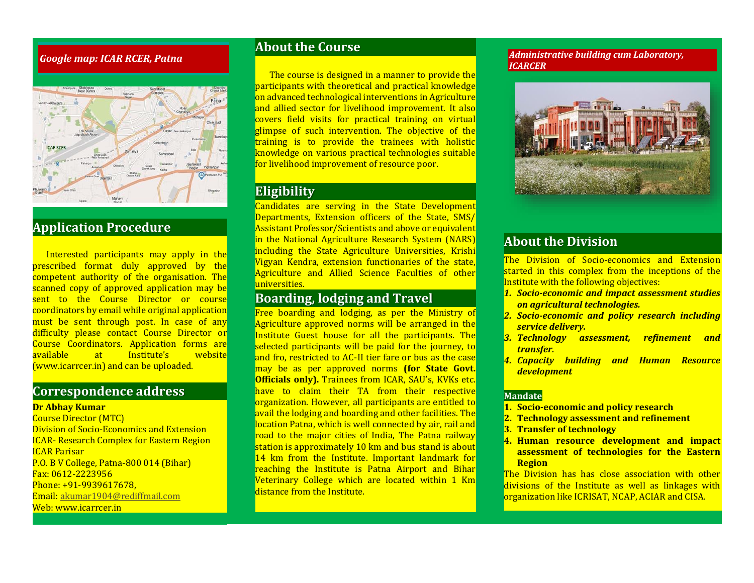*Google map: ICAR RCER, Patna*

## Application Procedure

Interested participants may apply in the prescribed format duly approved by the competent authority of the organisation. The scanned copy of approved application may be sent to the Course Director or course coordinators by email while original application must be sent through post. In case of any difficulty please contact Course Director or Course Coordinators. Application forms are available at Institute's website (www.icarrcer.in) and can be uploaded.

## Correspondence address

**Dr Abhay Kumar**
Course Director (MTC)
Division of Socio-Economics and Extension
ICAR- Research Complex for Eastern Region
ICAR Parisar
P.O. B V College, Patna-800 014 (Bihar)
Fax: 0612-2223956
Phone: +91-9939617678,
Email: akumar1904@rediffmail.com
Web: www.icarrcer.in

## About the Course

The course is designed in a manner to provide the participants with theoretical and practical knowledge on advanced technological interventions in Agriculture and allied sector for livelihood improvement. It also covers field visits for practical training on virtual glimpse of such intervention. The objective of the training is to provide the trainees with holistic knowledge on various practical technologies suitable for livelihood improvement of resource poor.

## Eligibility

Candidates are serving in the State Development Departments, Extension officers of the State, SMS/ Assistant Professor/Scientists and above or equivalent in the National Agriculture Research System (NARS) including the State Agriculture Universities, Krishi Vigyan Kendra, extension functionaries of the state, Agriculture and Allied Science Faculties of other universities.

## Boarding, lodging and Travel

Free boarding and lodging, as per the Ministry of Agriculture approved norms will be arranged in the Institute Guest house for all the participants. The selected participants will be paid for the journey, to and fro, restricted to AC-II tier fare or bus as the case may be as per approved norms **(for State Govt. Officials only).** Trainees from ICAR, SAU's, KVKs etc. have to claim their TA from their respective organization. However, all participants are entitled to avail the lodging and boarding and other facilities. The location Patna, which is well connected by air, rail and road to the major cities of India, The Patna railway station is approximately 10 km and bus stand is about 14 km from the Institute. Important landmark for reaching the Institute is Patna Airport and Bihar Veterinary College which are located within 1 Km distance from the Institute.

*Administrative building cum Laboratory, ICARCER*

## About the Division

The Division of Socio-economics and Extension started in this complex from the inceptions of the Institute with the following objectives:

1. ***Socio-economic and impact assessment studies on agricultural technologies.***
2. ***Socio-economic and policy research including service delivery.***
3. ***Technology assessment, refinement and transfer.***
4. ***Capacity building and Human Resource development***

**Mandate**

1. **Socio-economic and policy research**
2. **Technology assessment and refinement**
3. **Transfer of technology**
4. **Human resource development and impact assessment of technologies for the Eastern Region**

The Division has has close association with other divisions of the Institute as well as linkages with organization like ICRISAT, NCAP, ACIAR and CISA.